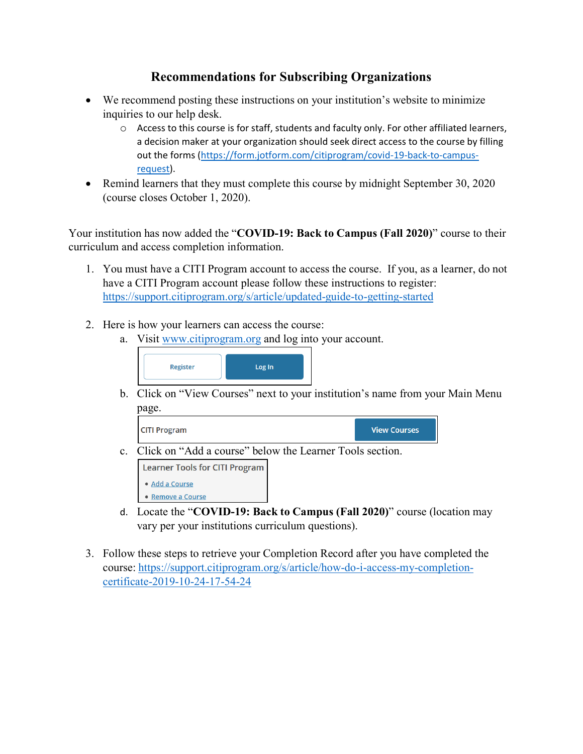## Recommendations for Subscribing Organizations

- We recommend posting these instructions on your institution's website to minimize inquiries to our help desk.
  - Access to this course is for staff, students and faculty only. For other affiliated learners, a decision maker at your organization should seek direct access to the course by filling out the forms (https://form.jotform.com/citiprogram/covid-19-back-to-campus-request).
- Remind learners that they must complete this course by midnight September 30, 2020 (course closes October 1, 2020).

Your institution has now added the "**COVID-19: Back to Campus (Fall 2020)**" course to their curriculum and access completion information.

1. You must have a CITI Program account to access the course. If you, as a learner, do not have a CITI Program account please follow these instructions to register: https://support.citiprogram.org/s/article/updated-guide-to-getting-started

2. Here is how your learners can access the course:
   a. Visit www.citiprogram.org and log into your account.

      Register | Log In

   b. Click on "View Courses" next to your institution's name from your Main Menu page.

      CITI Program | View Courses

   c. Click on "Add a course" below the Learner Tools section.

      Learner Tools for CITI Program
      - Add a Course
      - Remove a Course

   d. Locate the "**COVID-19: Back to Campus (Fall 2020)**" course (location may vary per your institutions curriculum questions).

3. Follow these steps to retrieve your Completion Record after you have completed the course: https://support.citiprogram.org/s/article/how-do-i-access-my-completion-certificate-2019-10-24-17-54-24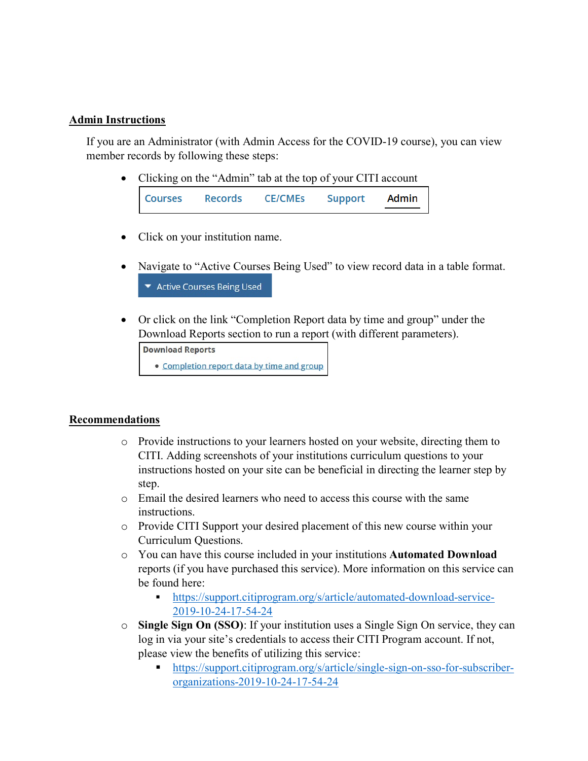## Admin Instructions

If you are an Administrator (with Admin Access for the COVID-19 course), you can view member records by following these steps:

- Clicking on the "Admin" tab at the top of your CITI account

  Courses | Records | CE/CMEs | Support | Admin

- Click on your institution name.
- Navigate to "Active Courses Being Used" to view record data in a table format.

  ▼ Active Courses Being Used

- Or click on the link "Completion Report data by time and group" under the Download Reports section to run a report (with different parameters).

  **Download Reports**
  - Completion report data by time and group

## Recommendations

- Provide instructions to your learners hosted on your website, directing them to CITI. Adding screenshots of your institutions curriculum questions to your instructions hosted on your site can be beneficial in directing the learner step by step.
- Email the desired learners who need to access this course with the same instructions.
- Provide CITI Support your desired placement of this new course within your Curriculum Questions.
- You can have this course included in your institutions **Automated Download** reports (if you have purchased this service). More information on this service can be found here:
  - https://support.citiprogram.org/s/article/automated-download-service-2019-10-24-17-54-24
- **Single Sign On (SSO)**: If your institution uses a Single Sign On service, they can log in via your site's credentials to access their CITI Program account. If not, please view the benefits of utilizing this service:
  - https://support.citiprogram.org/s/article/single-sign-on-sso-for-subscriber-organizations-2019-10-24-17-54-24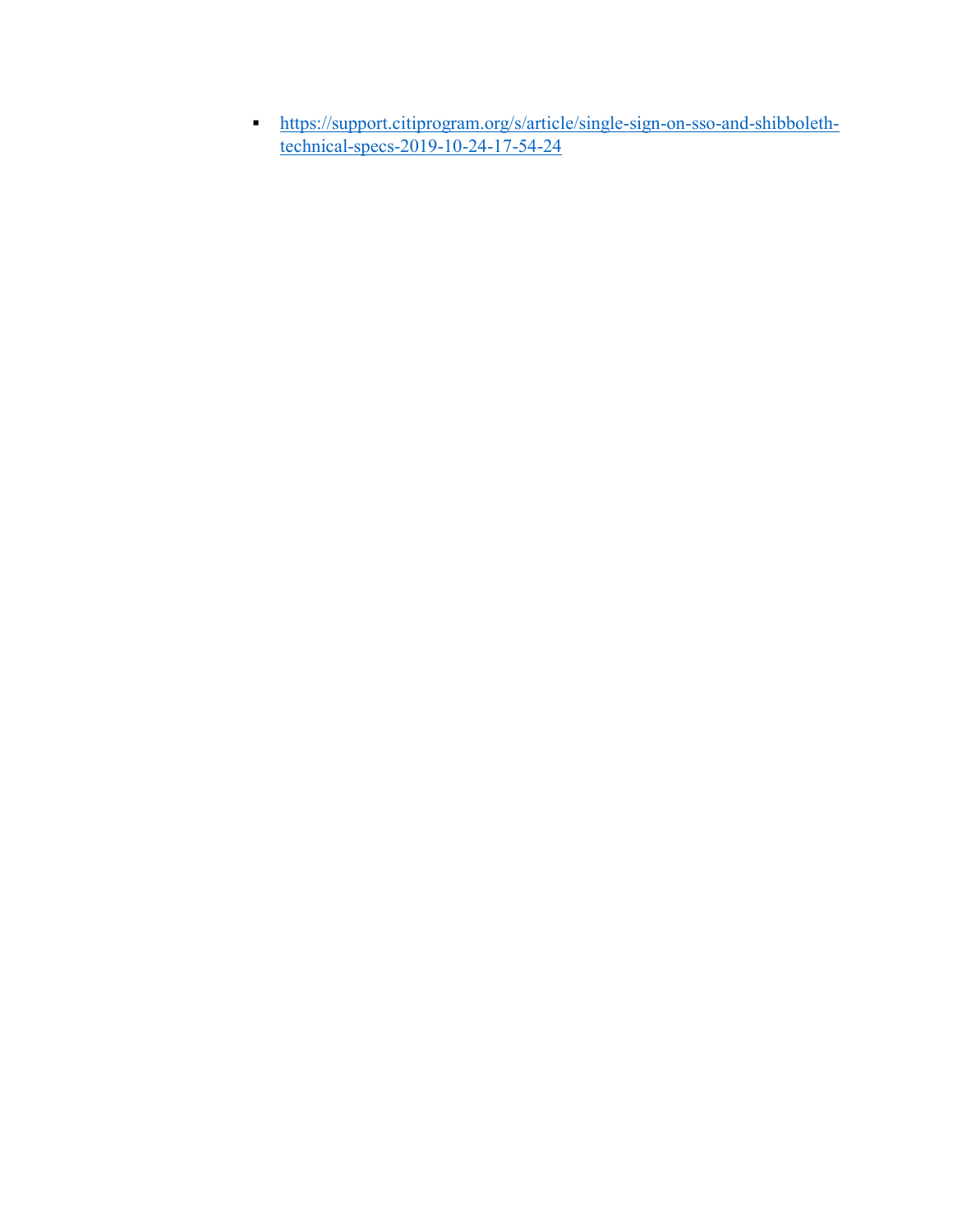- https://support.citiprogram.org/s/article/single-sign-on-sso-and-shibboleth-technical-specs-2019-10-24-17-54-24